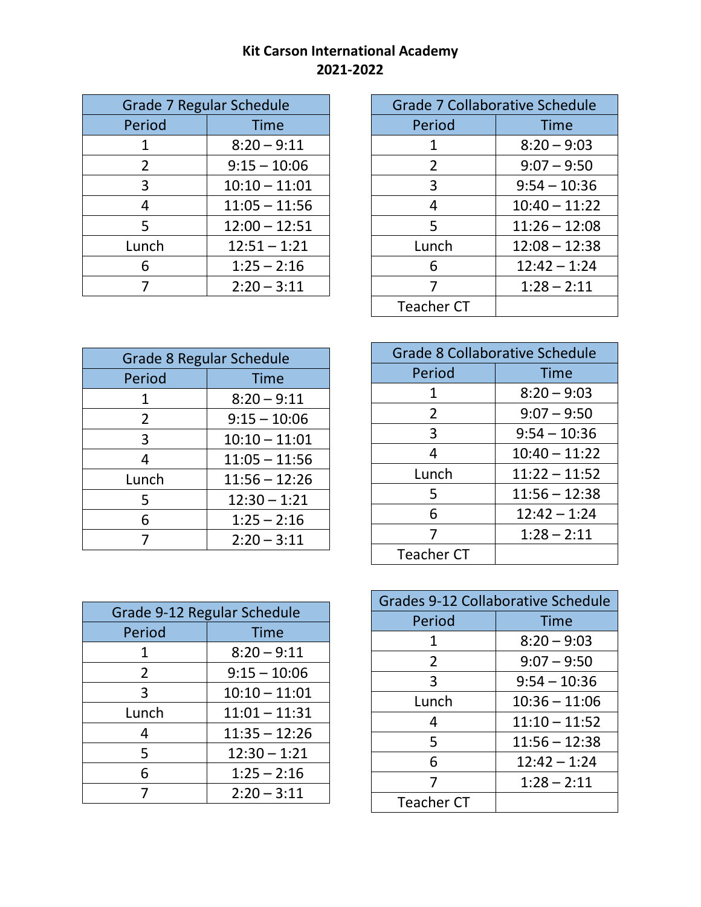# Kit Carson International Academy
## 2021-2022

| Grade 7 Regular Schedule | |
|---|---|
| Period | Time |
| 1 | 8:20 – 9:11 |
| 2 | 9:15 – 10:06 |
| 3 | 10:10 – 11:01 |
| 4 | 11:05 – 11:56 |
| 5 | 12:00 – 12:51 |
| Lunch | 12:51 – 1:21 |
| 6 | 1:25 – 2:16 |
| 7 | 2:20 – 3:11 |

| Grade 7 Collaborative Schedule | |
|---|---|
| Period | Time |
| 1 | 8:20 – 9:03 |
| 2 | 9:07 – 9:50 |
| 3 | 9:54 – 10:36 |
| 4 | 10:40 – 11:22 |
| 5 | 11:26 – 12:08 |
| Lunch | 12:08 – 12:38 |
| 6 | 12:42 – 1:24 |
| 7 | 1:28 – 2:11 |
| Teacher CT | |

| Grade 8 Regular Schedule | |
|---|---|
| Period | Time |
| 1 | 8:20 – 9:11 |
| 2 | 9:15 – 10:06 |
| 3 | 10:10 – 11:01 |
| 4 | 11:05 – 11:56 |
| Lunch | 11:56 – 12:26 |
| 5 | 12:30 – 1:21 |
| 6 | 1:25 – 2:16 |
| 7 | 2:20 – 3:11 |

| Grade 8 Collaborative Schedule | |
|---|---|
| Period | Time |
| 1 | 8:20 – 9:03 |
| 2 | 9:07 – 9:50 |
| 3 | 9:54 – 10:36 |
| 4 | 10:40 – 11:22 |
| Lunch | 11:22 – 11:52 |
| 5 | 11:56 – 12:38 |
| 6 | 12:42 – 1:24 |
| 7 | 1:28 – 2:11 |
| Teacher CT | |

| Grade 9-12 Regular Schedule | |
|---|---|
| Period | Time |
| 1 | 8:20 – 9:11 |
| 2 | 9:15 – 10:06 |
| 3 | 10:10 – 11:01 |
| Lunch | 11:01 – 11:31 |
| 4 | 11:35 – 12:26 |
| 5 | 12:30 – 1:21 |
| 6 | 1:25 – 2:16 |
| 7 | 2:20 – 3:11 |

| Grades 9-12 Collaborative Schedule | |
|---|---|
| Period | Time |
| 1 | 8:20 – 9:03 |
| 2 | 9:07 – 9:50 |
| 3 | 9:54 – 10:36 |
| Lunch | 10:36 – 11:06 |
| 4 | 11:10 – 11:52 |
| 5 | 11:56 – 12:38 |
| 6 | 12:42 – 1:24 |
| 7 | 1:28 – 2:11 |
| Teacher CT | |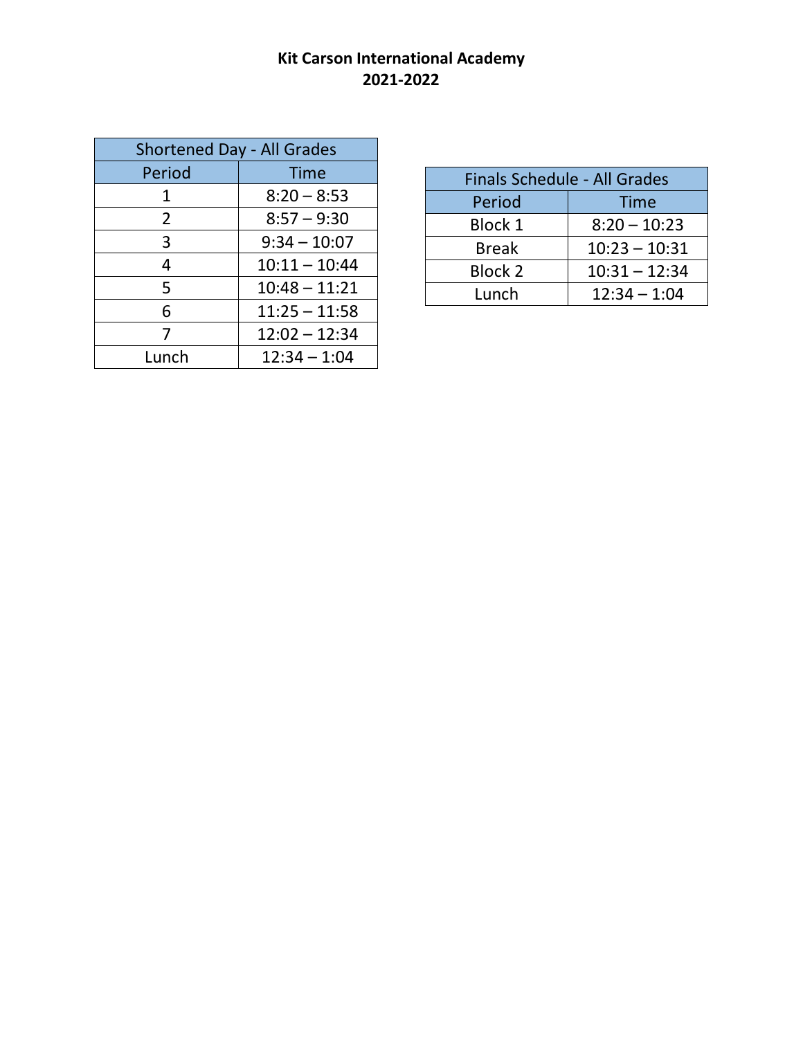**Kit Carson International Academy**
**2021-2022**

| Shortened Day - All Grades | |
|---|---|
| Period | Time |
| 1 | 8:20 – 8:53 |
| 2 | 8:57 – 9:30 |
| 3 | 9:34 – 10:07 |
| 4 | 10:11 – 10:44 |
| 5 | 10:48 – 11:21 |
| 6 | 11:25 – 11:58 |
| 7 | 12:02 – 12:34 |
| Lunch | 12:34 – 1:04 |

| Finals Schedule - All Grades | |
|---|---|
| Period | Time |
| Block 1 | 8:20 – 10:23 |
| Break | 10:23 – 10:31 |
| Block 2 | 10:31 – 12:34 |
| Lunch | 12:34 – 1:04 |